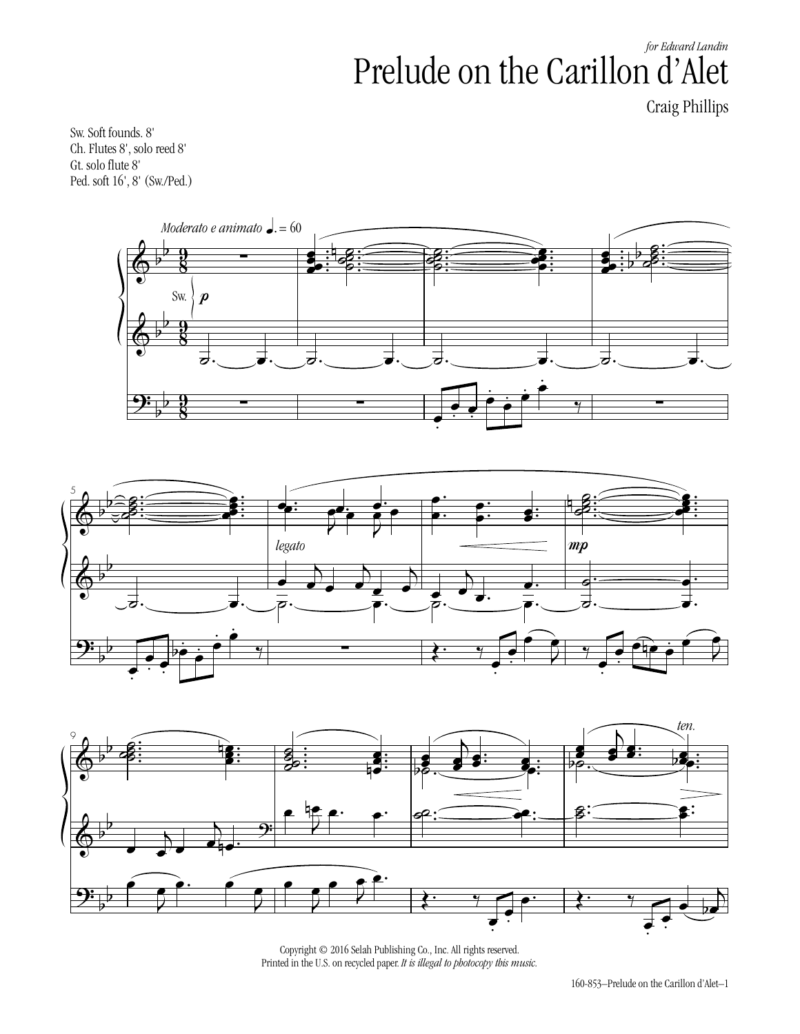*for Edward Landin*

# Prelude on the Carillon d'Alet

Craig Phillips

Sw. Soft founds. 8'
Ch. Flutes 8', solo reed 8'
Gt. solo flute 8'
Ped. soft 16', 8' (Sw./Ped.)

Copyright © 2016 Selah Publishing Co., Inc. All rights reserved.
Printed in the U.S. on recycled paper. *It is illegal to photocopy this music.*

160-853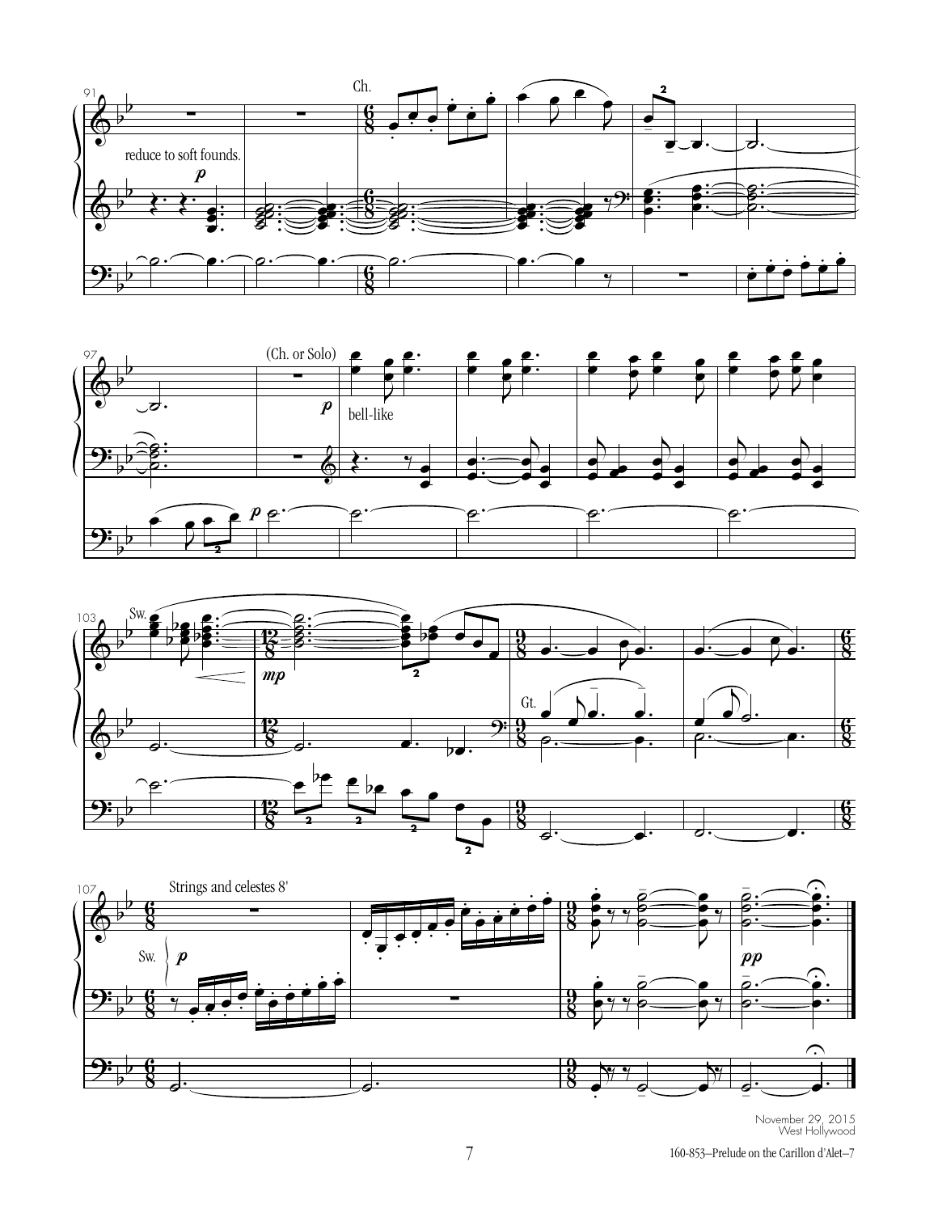November 29, 2015
West Hollywood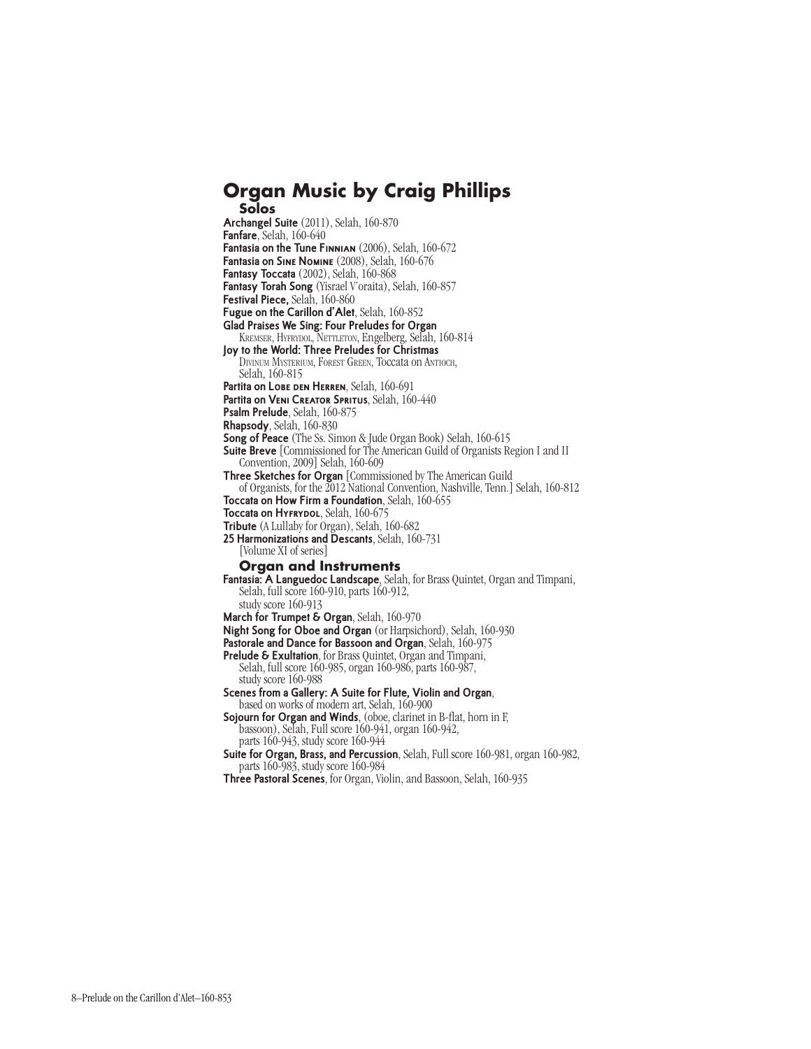# Organ Music by Craig Phillips

## Solos

**Archangel Suite** (2011), Selah, 160-870
**Fanfare**, Selah, 160-640
**Fantasia on the Tune Finnian** (2006), Selah, 160-672
**Fantasia on Sine Nomine** (2008), Selah, 160-676
**Fantasy Toccata** (2002), Selah, 160-868
**Fantasy Torah Song** (Yisrael V'oraita), Selah, 160-857
**Festival Piece,** Selah, 160-860
**Fugue on the Carillon d'Alet**, Selah, 160-852
**Glad Praises We Sing: Four Preludes for Organ**
Kremser, Hyfrydol, Nettleton, Engelberg, Selah, 160-814
**Joy to the World: Three Preludes for Christmas**
Divinum Mysterium, Forest Green, Toccata on Antioch, Selah, 160-815
**Partita on Lobe den Herren**, Selah, 160-691
**Partita on Veni Creator Spritus**, Selah, 160-440
**Psalm Prelude**, Selah, 160-875
**Rhapsody**, Selah, 160-830
**Song of Peace** (The Ss. Simon & Jude Organ Book) Selah, 160-615
**Suite Breve** [Commissioned for The American Guild of Organists Region I and II Convention, 2009] Selah, 160-609
**Three Sketches for Organ** [Commissioned by The American Guild of Organists, for the 2012 National Convention, Nashville, Tenn.] Selah, 160-812
**Toccata on How Firm a Foundation**, Selah, 160-655
**Toccata on Hyfrydol**, Selah, 160-675
**Tribute** (A Lullaby for Organ), Selah, 160-682
**25 Harmonizations and Descants**, Selah, 160-731
[Volume XI of series]

## Organ and Instruments

**Fantasia: A Languedoc Landscape**, Selah, for Brass Quintet, Organ and Timpani, Selah, full score 160-910, parts 160-912, study score 160-913
**March for Trumpet & Organ**, Selah, 160-970
**Night Song for Oboe and Organ** (or Harpsichord), Selah, 160-930
**Pastorale and Dance for Bassoon and Organ**, Selah, 160-975
**Prelude & Exultation**, for Brass Quintet, Organ and Timpani, Selah, full score 160-985, organ 160-986, parts 160-987, study score 160-988
**Scenes from a Gallery: A Suite for Flute, Violin and Organ**, based on works of modern art, Selah, 160-900
**Sojourn for Organ and Winds**, (oboe, clarinet in B-flat, horn in F, bassoon), Selah, Full score 160-941, organ 160-942, parts 160-943, study score 160-944
**Suite for Organ, Brass, and Percussion**, Selah, Full score 160-981, organ 160-982, parts 160-983, study score 160-984
**Three Pastoral Scenes**, for Organ, Violin, and Bassoon, Selah, 160-935